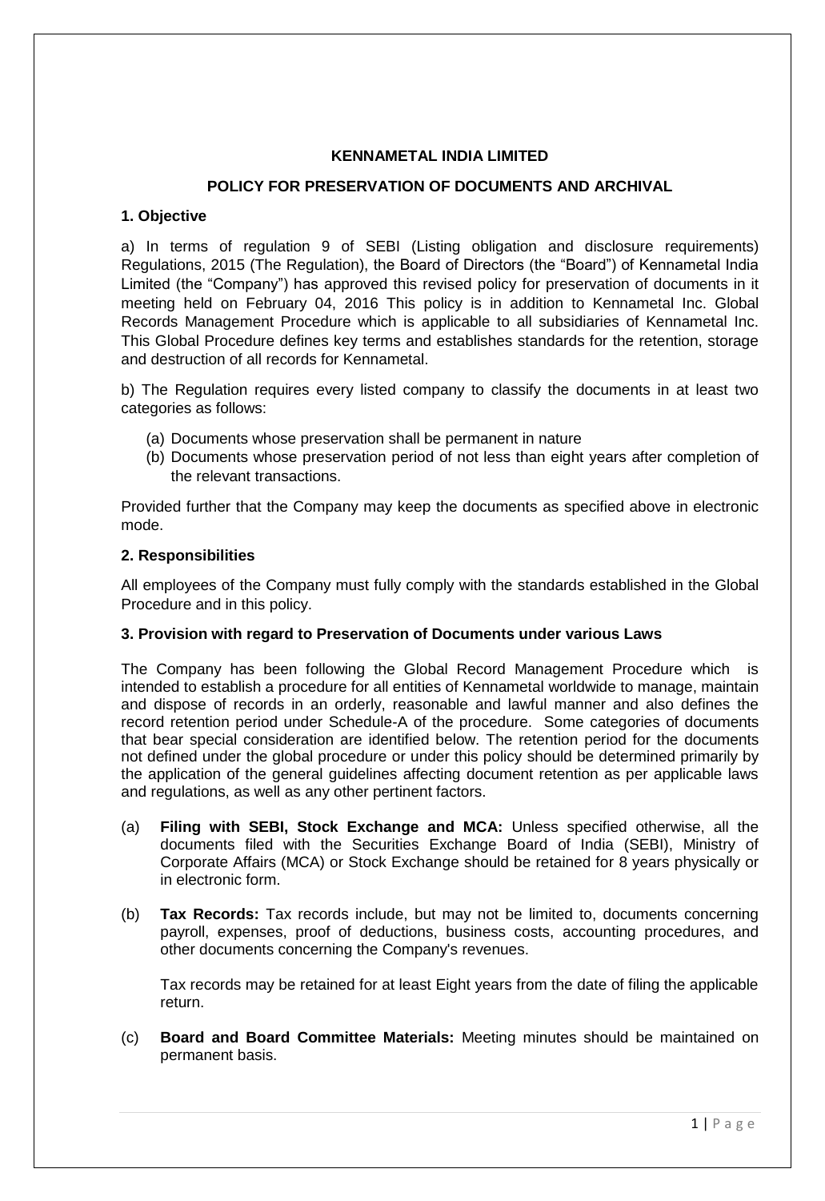**KENNAMETAL INDIA LIMITED**

**POLICY FOR PRESERVATION OF DOCUMENTS AND ARCHIVAL**

**1. Objective**

a) In terms of regulation 9 of SEBI (Listing obligation and disclosure requirements) Regulations, 2015 (The Regulation), the Board of Directors (the "Board") of Kennametal India Limited (the "Company") has approved this revised policy for preservation of documents in it meeting held on February 04, 2016 This policy is in addition to Kennametal Inc. Global Records Management Procedure which is applicable to all subsidiaries of Kennametal Inc. This Global Procedure defines key terms and establishes standards for the retention, storage and destruction of all records for Kennametal.

b) The Regulation requires every listed company to classify the documents in at least two categories as follows:

(a) Documents whose preservation shall be permanent in nature
(b) Documents whose preservation period of not less than eight years after completion of the relevant transactions.

Provided further that the Company may keep the documents as specified above in electronic mode.

**2. Responsibilities**

All employees of the Company must fully comply with the standards established in the Global Procedure and in this policy.

**3. Provision with regard to Preservation of Documents under various Laws**

The Company has been following the Global Record Management Procedure which is intended to establish a procedure for all entities of Kennametal worldwide to manage, maintain and dispose of records in an orderly, reasonable and lawful manner and also defines the record retention period under Schedule-A of the procedure. Some categories of documents that bear special consideration are identified below. The retention period for the documents not defined under the global procedure or under this policy should be determined primarily by the application of the general guidelines affecting document retention as per applicable laws and regulations, as well as any other pertinent factors.

(a) **Filing with SEBI, Stock Exchange and MCA:** Unless specified otherwise, all the documents filed with the Securities Exchange Board of India (SEBI), Ministry of Corporate Affairs (MCA) or Stock Exchange should be retained for 8 years physically or in electronic form.

(b) **Tax Records:** Tax records include, but may not be limited to, documents concerning payroll, expenses, proof of deductions, business costs, accounting procedures, and other documents concerning the Company's revenues.

Tax records may be retained for at least Eight years from the date of filing the applicable return.

(c) **Board and Board Committee Materials:** Meeting minutes should be maintained on permanent basis.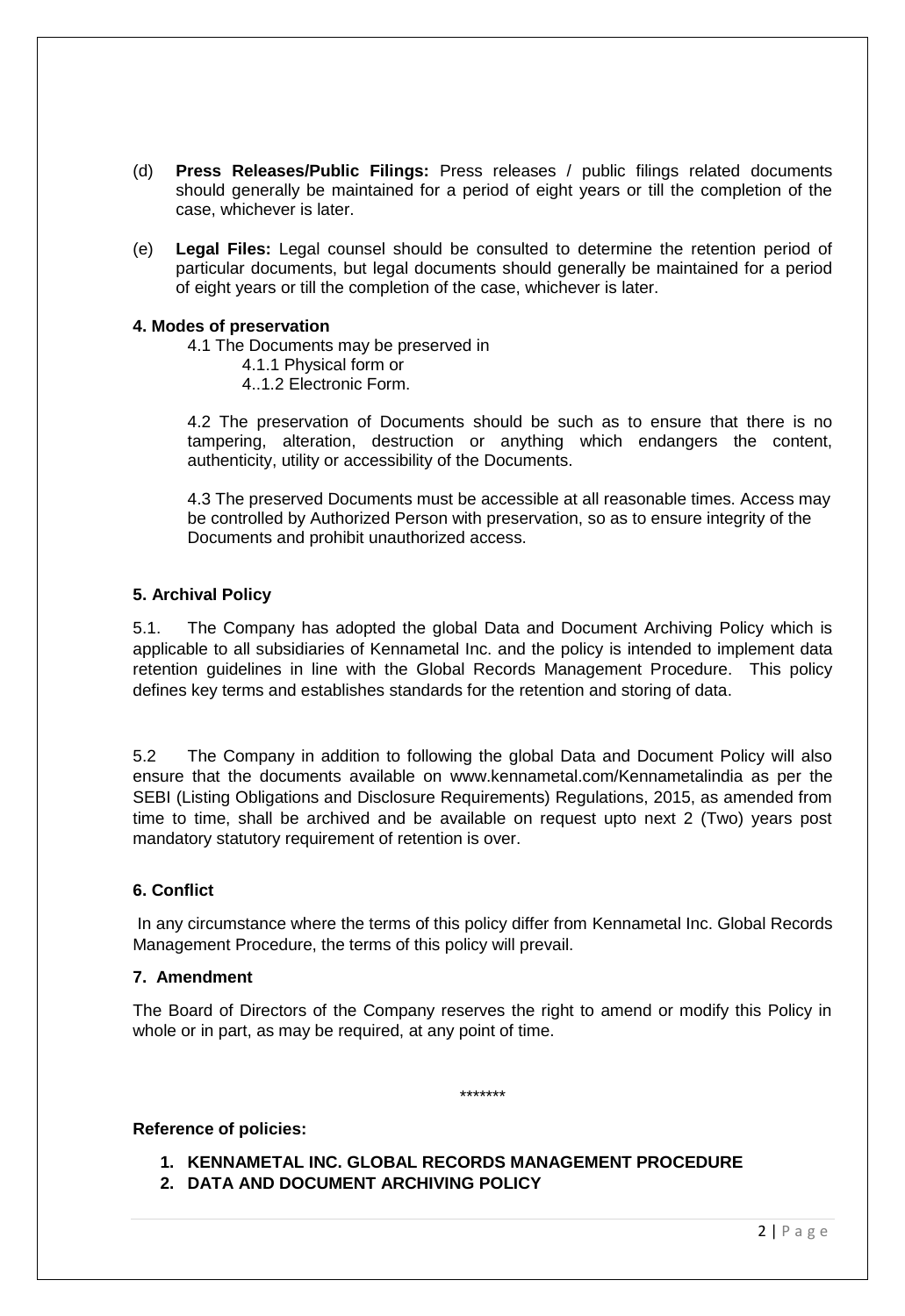(d) **Press Releases/Public Filings:** Press releases / public filings related documents should generally be maintained for a period of eight years or till the completion of the case, whichever is later.

(e) **Legal Files:** Legal counsel should be consulted to determine the retention period of particular documents, but legal documents should generally be maintained for a period of eight years or till the completion of the case, whichever is later.

**4. Modes of preservation**

4.1 The Documents may be preserved in

4.1.1 Physical form or

4..1.2 Electronic Form.

4.2 The preservation of Documents should be such as to ensure that there is no tampering, alteration, destruction or anything which endangers the content, authenticity, utility or accessibility of the Documents.

4.3 The preserved Documents must be accessible at all reasonable times. Access may be controlled by Authorized Person with preservation, so as to ensure integrity of the Documents and prohibit unauthorized access.

**5. Archival Policy**

5.1. The Company has adopted the global Data and Document Archiving Policy which is applicable to all subsidiaries of Kennametal Inc. and the policy is intended to implement data retention guidelines in line with the Global Records Management Procedure. This policy defines key terms and establishes standards for the retention and storing of data.

5.2 The Company in addition to following the global Data and Document Policy will also ensure that the documents available on www.kennametal.com/Kennametalindia as per the SEBI (Listing Obligations and Disclosure Requirements) Regulations, 2015, as amended from time to time, shall be archived and be available on request upto next 2 (Two) years post mandatory statutory requirement of retention is over.

**6. Conflict**

In any circumstance where the terms of this policy differ from Kennametal Inc. Global Records Management Procedure, the terms of this policy will prevail.

**7. Amendment**

The Board of Directors of the Company reserves the right to amend or modify this Policy in whole or in part, as may be required, at any point of time.

*******

**Reference of policies:**

1. **KENNAMETAL INC. GLOBAL RECORDS MANAGEMENT PROCEDURE**
2. **DATA AND DOCUMENT ARCHIVING POLICY**